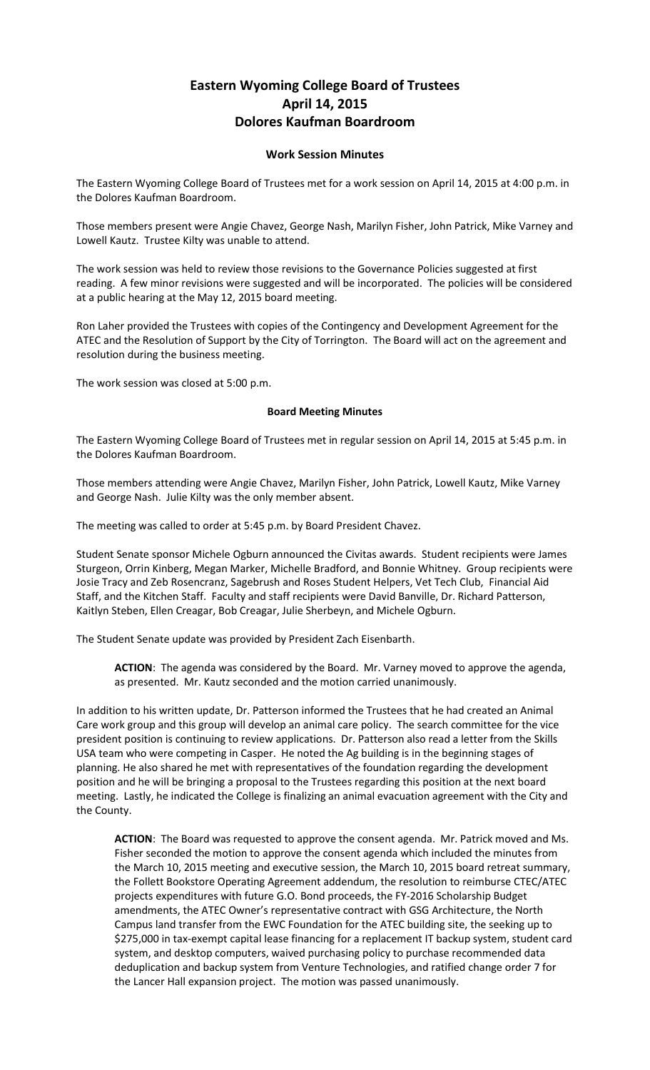# Eastern Wyoming College Board of Trustees
# April 14, 2015
# Dolores Kaufman Boardroom

## Work Session Minutes

The Eastern Wyoming College Board of Trustees met for a work session on April 14, 2015 at 4:00 p.m. in the Dolores Kaufman Boardroom.

Those members present were Angie Chavez, George Nash, Marilyn Fisher, John Patrick, Mike Varney and Lowell Kautz. Trustee Kilty was unable to attend.

The work session was held to review those revisions to the Governance Policies suggested at first reading. A few minor revisions were suggested and will be incorporated. The policies will be considered at a public hearing at the May 12, 2015 board meeting.

Ron Laher provided the Trustees with copies of the Contingency and Development Agreement for the ATEC and the Resolution of Support by the City of Torrington. The Board will act on the agreement and resolution during the business meeting.

The work session was closed at 5:00 p.m.

## Board Meeting Minutes

The Eastern Wyoming College Board of Trustees met in regular session on April 14, 2015 at 5:45 p.m. in the Dolores Kaufman Boardroom.

Those members attending were Angie Chavez, Marilyn Fisher, John Patrick, Lowell Kautz, Mike Varney and George Nash. Julie Kilty was the only member absent.

The meeting was called to order at 5:45 p.m. by Board President Chavez.

Student Senate sponsor Michele Ogburn announced the Civitas awards. Student recipients were James Sturgeon, Orrin Kinberg, Megan Marker, Michelle Bradford, and Bonnie Whitney. Group recipients were Josie Tracy and Zeb Rosencranz, Sagebrush and Roses Student Helpers, Vet Tech Club, Financial Aid Staff, and the Kitchen Staff. Faculty and staff recipients were David Banville, Dr. Richard Patterson, Kaitlyn Steben, Ellen Creagar, Bob Creagar, Julie Sherbeyn, and Michele Ogburn.

The Student Senate update was provided by President Zach Eisenbarth.

> **ACTION**: The agenda was considered by the Board. Mr. Varney moved to approve the agenda, as presented. Mr. Kautz seconded and the motion carried unanimously.

In addition to his written update, Dr. Patterson informed the Trustees that he had created an Animal Care work group and this group will develop an animal care policy. The search committee for the vice president position is continuing to review applications. Dr. Patterson also read a letter from the Skills USA team who were competing in Casper. He noted the Ag building is in the beginning stages of planning. He also shared he met with representatives of the foundation regarding the development position and he will be bringing a proposal to the Trustees regarding this position at the next board meeting. Lastly, he indicated the College is finalizing an animal evacuation agreement with the City and the County.

> **ACTION**: The Board was requested to approve the consent agenda. Mr. Patrick moved and Ms. Fisher seconded the motion to approve the consent agenda which included the minutes from the March 10, 2015 meeting and executive session, the March 10, 2015 board retreat summary, the Follett Bookstore Operating Agreement addendum, the resolution to reimburse CTEC/ATEC projects expenditures with future G.O. Bond proceeds, the FY-2016 Scholarship Budget amendments, the ATEC Owner's representative contract with GSG Architecture, the North Campus land transfer from the EWC Foundation for the ATEC building site, the seeking up to $275,000 in tax-exempt capital lease financing for a replacement IT backup system, student card system, and desktop computers, waived purchasing policy to purchase recommended data deduplication and backup system from Venture Technologies, and ratified change order 7 for the Lancer Hall expansion project. The motion was passed unanimously.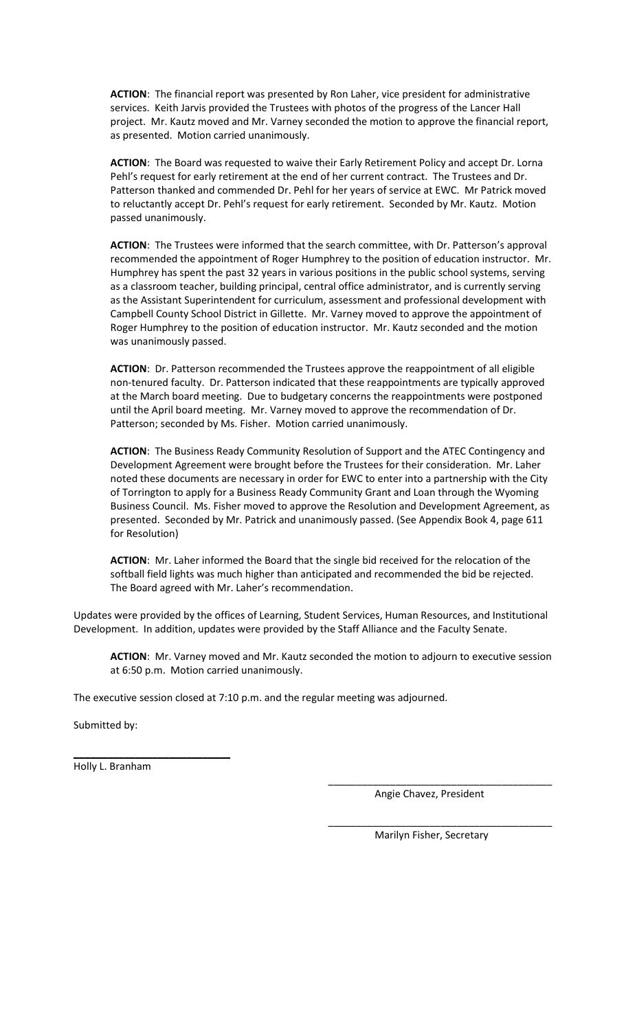**ACTION**: The financial report was presented by Ron Laher, vice president for administrative services. Keith Jarvis provided the Trustees with photos of the progress of the Lancer Hall project. Mr. Kautz moved and Mr. Varney seconded the motion to approve the financial report, as presented. Motion carried unanimously.

**ACTION**: The Board was requested to waive their Early Retirement Policy and accept Dr. Lorna Pehl's request for early retirement at the end of her current contract. The Trustees and Dr. Patterson thanked and commended Dr. Pehl for her years of service at EWC. Mr Patrick moved to reluctantly accept Dr. Pehl's request for early retirement. Seconded by Mr. Kautz. Motion passed unanimously.

**ACTION**: The Trustees were informed that the search committee, with Dr. Patterson's approval recommended the appointment of Roger Humphrey to the position of education instructor. Mr. Humphrey has spent the past 32 years in various positions in the public school systems, serving as a classroom teacher, building principal, central office administrator, and is currently serving as the Assistant Superintendent for curriculum, assessment and professional development with Campbell County School District in Gillette. Mr. Varney moved to approve the appointment of Roger Humphrey to the position of education instructor. Mr. Kautz seconded and the motion was unanimously passed.

**ACTION**: Dr. Patterson recommended the Trustees approve the reappointment of all eligible non-tenured faculty. Dr. Patterson indicated that these reappointments are typically approved at the March board meeting. Due to budgetary concerns the reappointments were postponed until the April board meeting. Mr. Varney moved to approve the recommendation of Dr. Patterson; seconded by Ms. Fisher. Motion carried unanimously.

**ACTION**: The Business Ready Community Resolution of Support and the ATEC Contingency and Development Agreement were brought before the Trustees for their consideration. Mr. Laher noted these documents are necessary in order for EWC to enter into a partnership with the City of Torrington to apply for a Business Ready Community Grant and Loan through the Wyoming Business Council. Ms. Fisher moved to approve the Resolution and Development Agreement, as presented. Seconded by Mr. Patrick and unanimously passed. (See Appendix Book 4, page 611 for Resolution)

**ACTION**: Mr. Laher informed the Board that the single bid received for the relocation of the softball field lights was much higher than anticipated and recommended the bid be rejected. The Board agreed with Mr. Laher's recommendation.

Updates were provided by the offices of Learning, Student Services, Human Resources, and Institutional Development. In addition, updates were provided by the Staff Alliance and the Faculty Senate.

**ACTION**: Mr. Varney moved and Mr. Kautz seconded the motion to adjourn to executive session at 6:50 p.m. Motion carried unanimously.

The executive session closed at 7:10 p.m. and the regular meeting was adjourned.

Submitted by:

\_\_\_\_\_\_\_\_\_\_\_\_\_\_\_\_\_\_\_\_\_\_\_\_\_\_\_\_

Holly L. Branham

\_\_\_\_\_\_\_\_\_\_\_\_\_\_\_\_\_\_\_\_\_\_\_\_\_\_\_\_\_\_\_\_\_\_\_\_\_\_\_\_

Angie Chavez, President

\_\_\_\_\_\_\_\_\_\_\_\_\_\_\_\_\_\_\_\_\_\_\_\_\_\_\_\_\_\_\_\_\_\_\_\_\_\_\_\_

Marilyn Fisher, Secretary